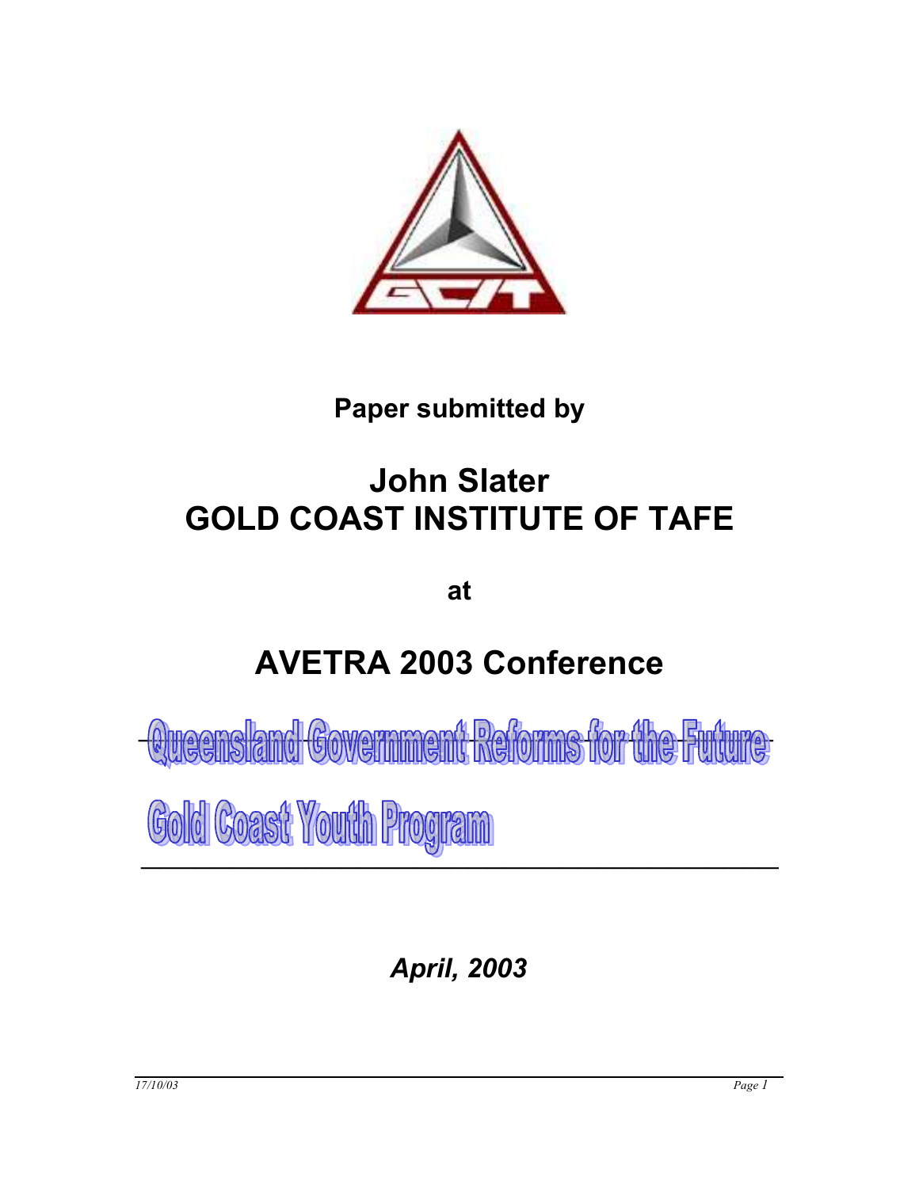**Paper submitted by**

# John Slater
# GOLD COAST INSTITUTE OF TAFE

**at**

# AVETRA 2003 Conference

## Queensland Government Reforms for the Future

## Gold Coast Youth Program

***April, 2003***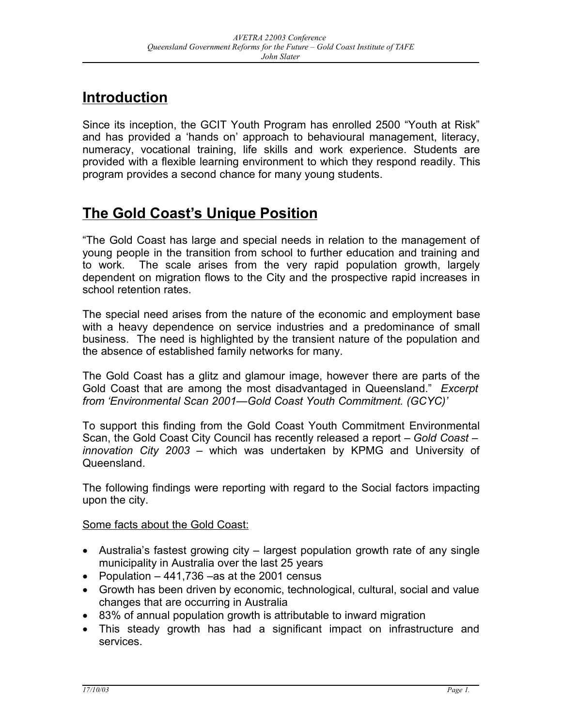# Introduction

Since its inception, the GCIT Youth Program has enrolled 2500 "Youth at Risk" and has provided a 'hands on' approach to behavioural management, literacy, numeracy, vocational training, life skills and work experience. Students are provided with a flexible learning environment to which they respond readily. This program provides a second chance for many young students.

# The Gold Coast's Unique Position

"The Gold Coast has large and special needs in relation to the management of young people in the transition from school to further education and training and to work. The scale arises from the very rapid population growth, largely dependent on migration flows to the City and the prospective rapid increases in school retention rates.

The special need arises from the nature of the economic and employment base with a heavy dependence on service industries and a predominance of small business. The need is highlighted by the transient nature of the population and the absence of established family networks for many.

The Gold Coast has a glitz and glamour image, however there are parts of the Gold Coast that are among the most disadvantaged in Queensland." *Excerpt from 'Environmental Scan 2001—Gold Coast Youth Commitment. (GCYC)'*

To support this finding from the Gold Coast Youth Commitment Environmental Scan, the Gold Coast City Council has recently released a report – *Gold Coast – innovation City 2003* – which was undertaken by KPMG and University of Queensland.

The following findings were reporting with regard to the Social factors impacting upon the city.

Some facts about the Gold Coast:

- Australia's fastest growing city – largest population growth rate of any single municipality in Australia over the last 25 years
- Population – 441,736 –as at the 2001 census
- Growth has been driven by economic, technological, cultural, social and value changes that are occurring in Australia
- 83% of annual population growth is attributable to inward migration
- This steady growth has had a significant impact on infrastructure and services.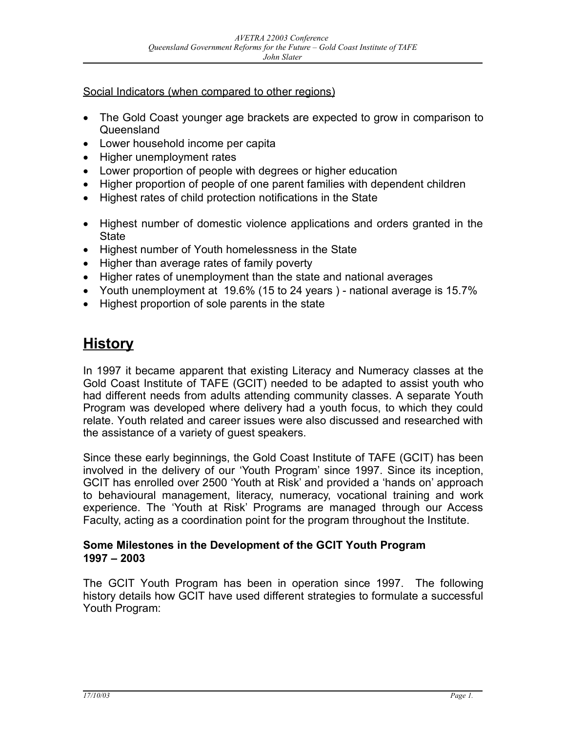Social Indicators (when compared to other regions)

- The Gold Coast younger age brackets are expected to grow in comparison to Queensland
- Lower household income per capita
- Higher unemployment rates
- Lower proportion of people with degrees or higher education
- Higher proportion of people of one parent families with dependent children
- Highest rates of child protection notifications in the State

- Highest number of domestic violence applications and orders granted in the State
- Highest number of Youth homelessness in the State
- Higher than average rates of family poverty
- Higher rates of unemployment than the state and national averages
- Youth unemployment at 19.6% (15 to 24 years ) - national average is 15.7%
- Highest proportion of sole parents in the state

# History

In 1997 it became apparent that existing Literacy and Numeracy classes at the Gold Coast Institute of TAFE (GCIT) needed to be adapted to assist youth who had different needs from adults attending community classes. A separate Youth Program was developed where delivery had a youth focus, to which they could relate. Youth related and career issues were also discussed and researched with the assistance of a variety of guest speakers.

Since these early beginnings, the Gold Coast Institute of TAFE (GCIT) has been involved in the delivery of our 'Youth Program' since 1997. Since its inception, GCIT has enrolled over 2500 'Youth at Risk' and provided a 'hands on' approach to behavioural management, literacy, numeracy, vocational training and work experience. The 'Youth at Risk' Programs are managed through our Access Faculty, acting as a coordination point for the program throughout the Institute.

**Some Milestones in the Development of the GCIT Youth Program 1997 – 2003**

The GCIT Youth Program has been in operation since 1997. The following history details how GCIT have used different strategies to formulate a successful Youth Program: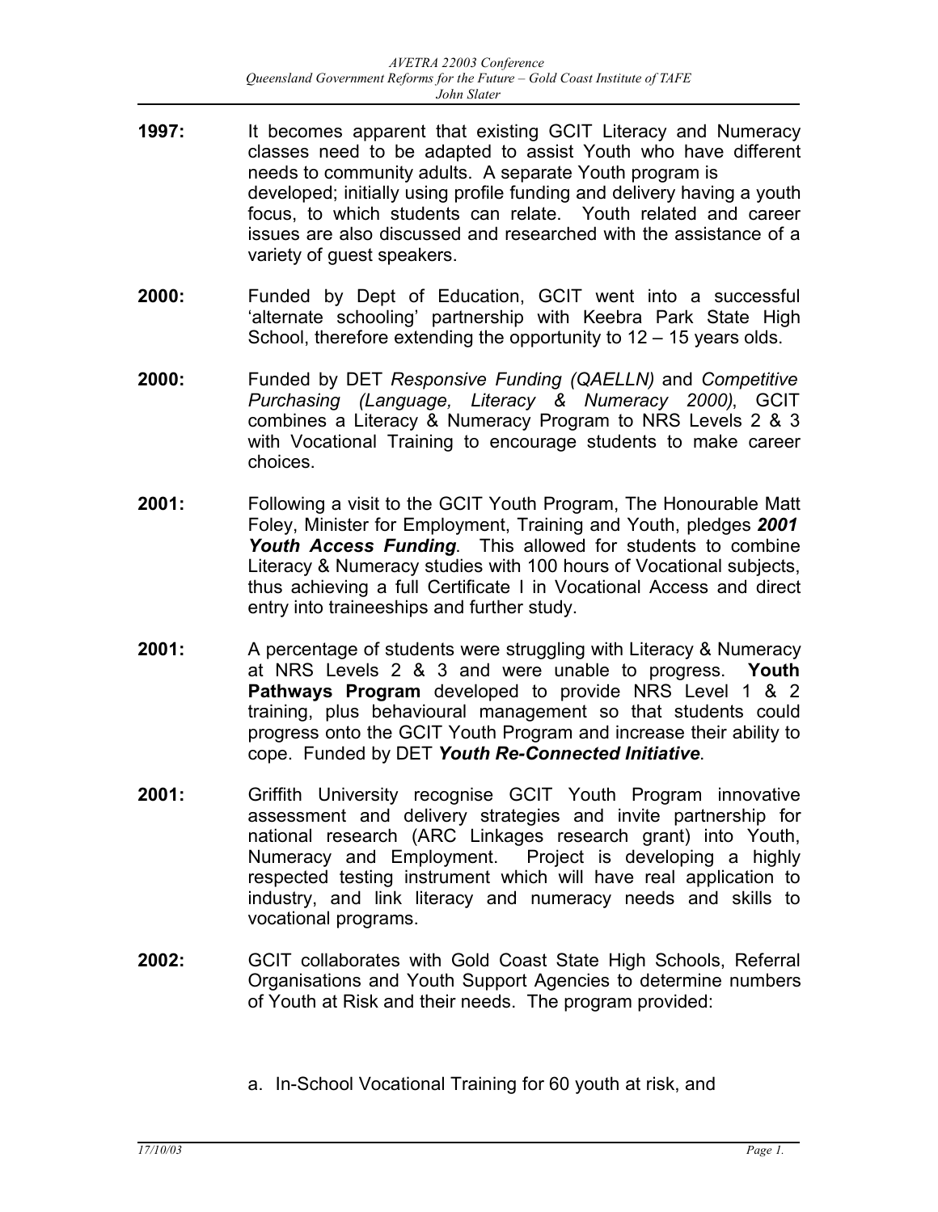**1997:** It becomes apparent that existing GCIT Literacy and Numeracy classes need to be adapted to assist Youth who have different needs to community adults. A separate Youth program is developed; initially using profile funding and delivery having a youth focus, to which students can relate. Youth related and career issues are also discussed and researched with the assistance of a variety of guest speakers.

**2000:** Funded by Dept of Education, GCIT went into a successful 'alternate schooling' partnership with Keebra Park State High School, therefore extending the opportunity to 12 – 15 years olds.

**2000:** Funded by DET *Responsive Funding (QAELLN)* and *Competitive Purchasing (Language, Literacy & Numeracy 2000)*, GCIT combines a Literacy & Numeracy Program to NRS Levels 2 & 3 with Vocational Training to encourage students to make career choices.

**2001:** Following a visit to the GCIT Youth Program, The Honourable Matt Foley, Minister for Employment, Training and Youth, pledges ***2001 Youth Access Funding***. This allowed for students to combine Literacy & Numeracy studies with 100 hours of Vocational subjects, thus achieving a full Certificate I in Vocational Access and direct entry into traineeships and further study.

**2001:** A percentage of students were struggling with Literacy & Numeracy at NRS Levels 2 & 3 and were unable to progress. **Youth Pathways Program** developed to provide NRS Level 1 & 2 training, plus behavioural management so that students could progress onto the GCIT Youth Program and increase their ability to cope. Funded by DET ***Youth Re-Connected Initiative***.

**2001:** Griffith University recognise GCIT Youth Program innovative assessment and delivery strategies and invite partnership for national research (ARC Linkages research grant) into Youth, Numeracy and Employment. Project is developing a highly respected testing instrument which will have real application to industry, and link literacy and numeracy needs and skills to vocational programs.

**2002:** GCIT collaborates with Gold Coast State High Schools, Referral Organisations and Youth Support Agencies to determine numbers of Youth at Risk and their needs. The program provided:

a. In-School Vocational Training for 60 youth at risk, and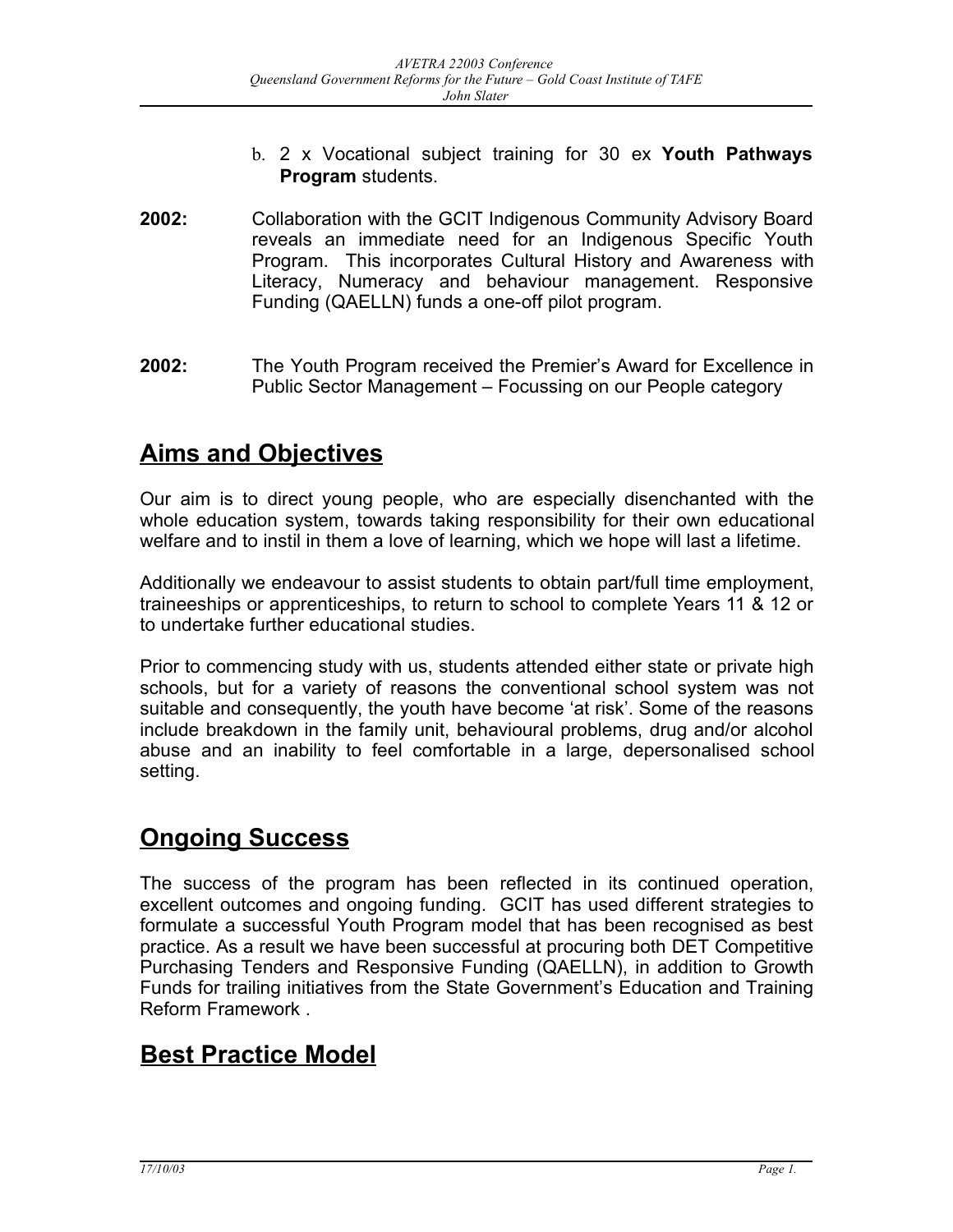b. 2 x Vocational subject training for 30 ex **Youth Pathways Program** students.

**2002:** Collaboration with the GCIT Indigenous Community Advisory Board reveals an immediate need for an Indigenous Specific Youth Program. This incorporates Cultural History and Awareness with Literacy, Numeracy and behaviour management. Responsive Funding (QAELLN) funds a one-off pilot program.

**2002:** The Youth Program received the Premier's Award for Excellence in Public Sector Management – Focussing on our People category

## Aims and Objectives

Our aim is to direct young people, who are especially disenchanted with the whole education system, towards taking responsibility for their own educational welfare and to instil in them a love of learning, which we hope will last a lifetime.

Additionally we endeavour to assist students to obtain part/full time employment, traineeships or apprenticeships, to return to school to complete Years 11 & 12 or to undertake further educational studies.

Prior to commencing study with us, students attended either state or private high schools, but for a variety of reasons the conventional school system was not suitable and consequently, the youth have become 'at risk'. Some of the reasons include breakdown in the family unit, behavioural problems, drug and/or alcohol abuse and an inability to feel comfortable in a large, depersonalised school setting.

## Ongoing Success

The success of the program has been reflected in its continued operation, excellent outcomes and ongoing funding. GCIT has used different strategies to formulate a successful Youth Program model that has been recognised as best practice. As a result we have been successful at procuring both DET Competitive Purchasing Tenders and Responsive Funding (QAELLN), in addition to Growth Funds for trailing initiatives from the State Government's Education and Training Reform Framework .

## Best Practice Model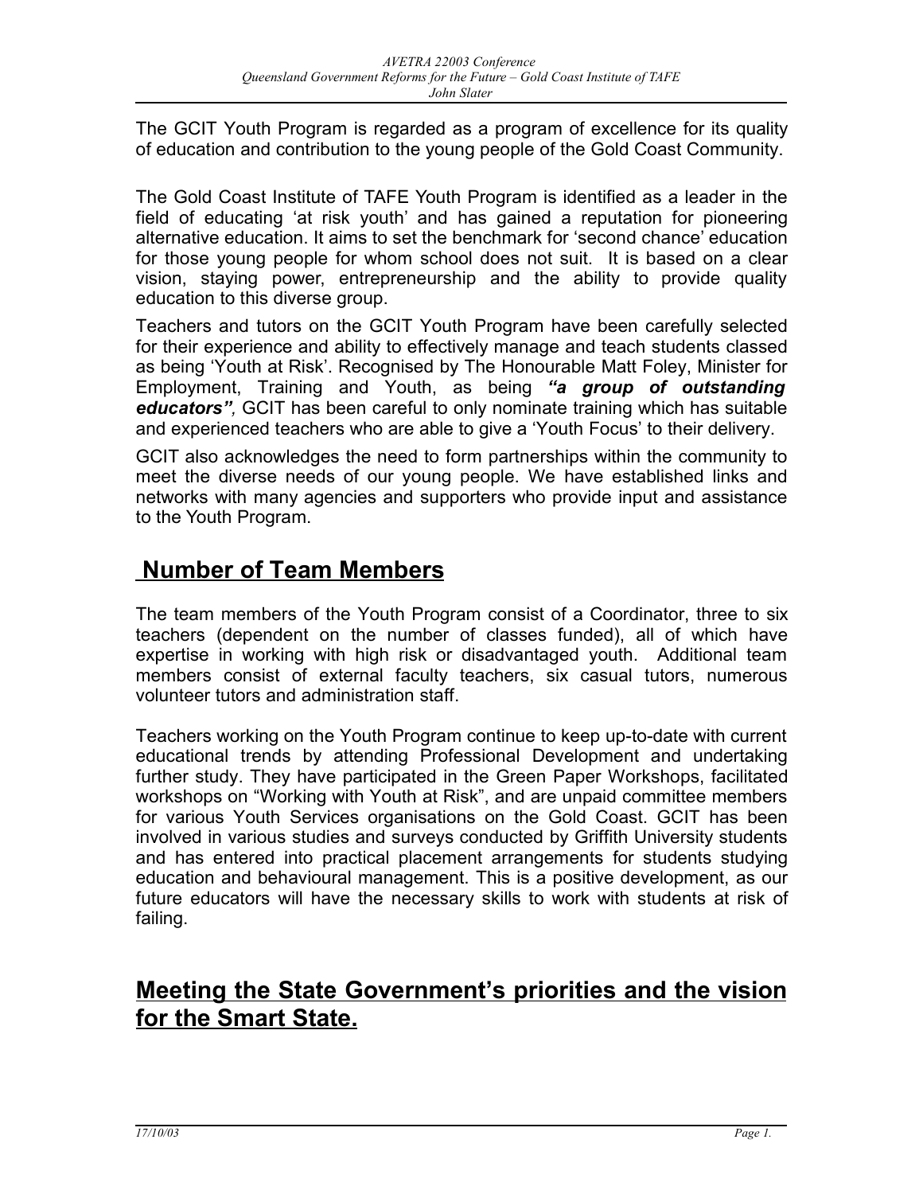The GCIT Youth Program is regarded as a program of excellence for its quality of education and contribution to the young people of the Gold Coast Community.

The Gold Coast Institute of TAFE Youth Program is identified as a leader in the field of educating 'at risk youth' and has gained a reputation for pioneering alternative education. It aims to set the benchmark for 'second chance' education for those young people for whom school does not suit. It is based on a clear vision, staying power, entrepreneurship and the ability to provide quality education to this diverse group.

Teachers and tutors on the GCIT Youth Program have been carefully selected for their experience and ability to effectively manage and teach students classed as being 'Youth at Risk'. Recognised by The Honourable Matt Foley, Minister for Employment, Training and Youth, as being ***"a group of outstanding educators"***, GCIT has been careful to only nominate training which has suitable and experienced teachers who are able to give a 'Youth Focus' to their delivery.

GCIT also acknowledges the need to form partnerships within the community to meet the diverse needs of our young people. We have established links and networks with many agencies and supporters who provide input and assistance to the Youth Program.

## Number of Team Members

The team members of the Youth Program consist of a Coordinator, three to six teachers (dependent on the number of classes funded), all of which have expertise in working with high risk or disadvantaged youth. Additional team members consist of external faculty teachers, six casual tutors, numerous volunteer tutors and administration staff.

Teachers working on the Youth Program continue to keep up-to-date with current educational trends by attending Professional Development and undertaking further study. They have participated in the Green Paper Workshops, facilitated workshops on "Working with Youth at Risk", and are unpaid committee members for various Youth Services organisations on the Gold Coast. GCIT has been involved in various studies and surveys conducted by Griffith University students and has entered into practical placement arrangements for students studying education and behavioural management. This is a positive development, as our future educators will have the necessary skills to work with students at risk of failing.

## Meeting the State Government's priorities and the vision for the Smart State.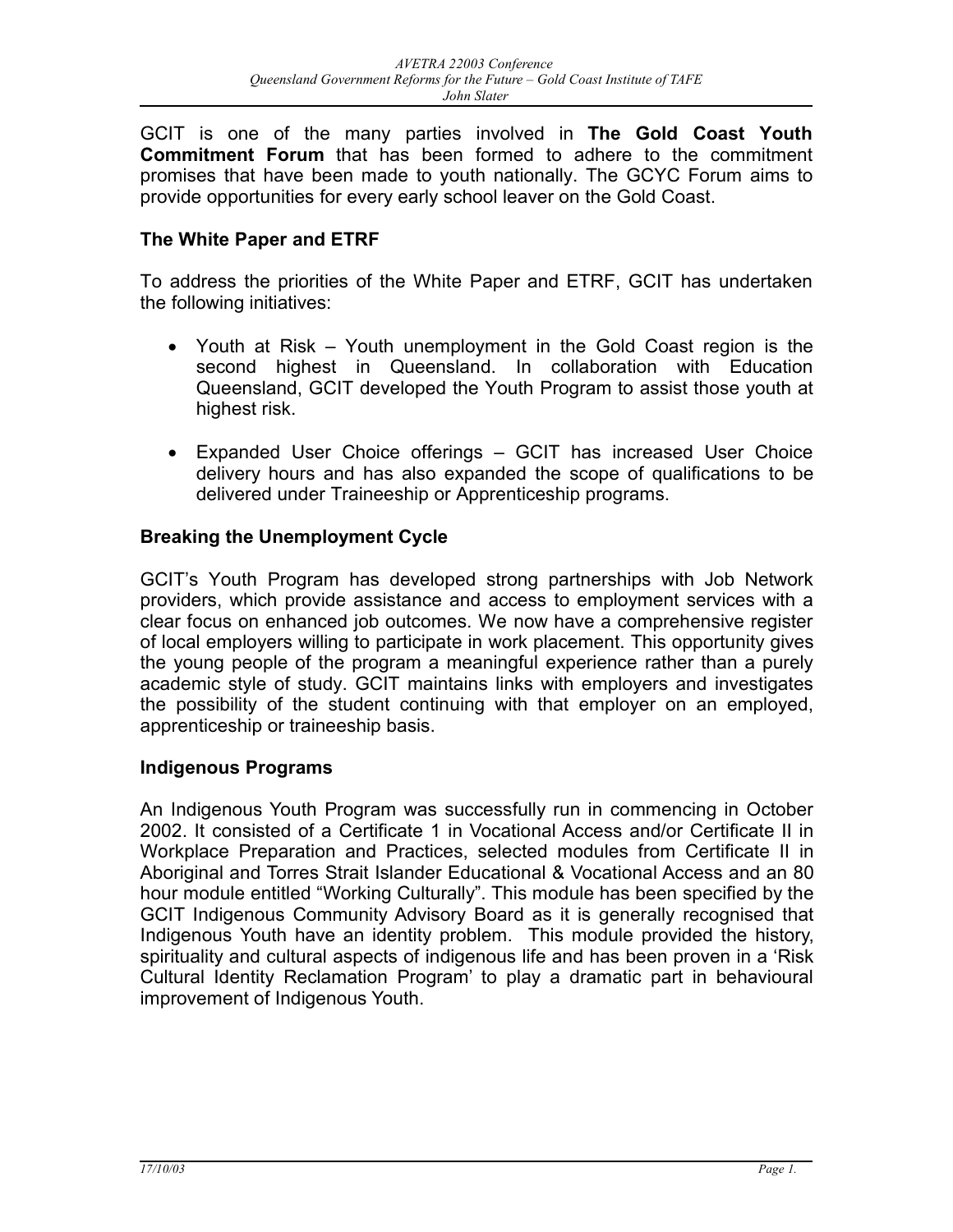GCIT is one of the many parties involved in **The Gold Coast Youth Commitment Forum** that has been formed to adhere to the commitment promises that have been made to youth nationally. The GCYC Forum aims to provide opportunities for every early school leaver on the Gold Coast.

### The White Paper and ETRF

To address the priorities of the White Paper and ETRF, GCIT has undertaken the following initiatives:

- Youth at Risk – Youth unemployment in the Gold Coast region is the second highest in Queensland. In collaboration with Education Queensland, GCIT developed the Youth Program to assist those youth at highest risk.

- Expanded User Choice offerings – GCIT has increased User Choice delivery hours and has also expanded the scope of qualifications to be delivered under Traineeship or Apprenticeship programs.

### Breaking the Unemployment Cycle

GCIT's Youth Program has developed strong partnerships with Job Network providers, which provide assistance and access to employment services with a clear focus on enhanced job outcomes. We now have a comprehensive register of local employers willing to participate in work placement. This opportunity gives the young people of the program a meaningful experience rather than a purely academic style of study. GCIT maintains links with employers and investigates the possibility of the student continuing with that employer on an employed, apprenticeship or traineeship basis.

### Indigenous Programs

An Indigenous Youth Program was successfully run in commencing in October 2002. It consisted of a Certificate 1 in Vocational Access and/or Certificate II in Workplace Preparation and Practices, selected modules from Certificate II in Aboriginal and Torres Strait Islander Educational & Vocational Access and an 80 hour module entitled "Working Culturally". This module has been specified by the GCIT Indigenous Community Advisory Board as it is generally recognised that Indigenous Youth have an identity problem. This module provided the history, spirituality and cultural aspects of indigenous life and has been proven in a 'Risk Cultural Identity Reclamation Program' to play a dramatic part in behavioural improvement of Indigenous Youth.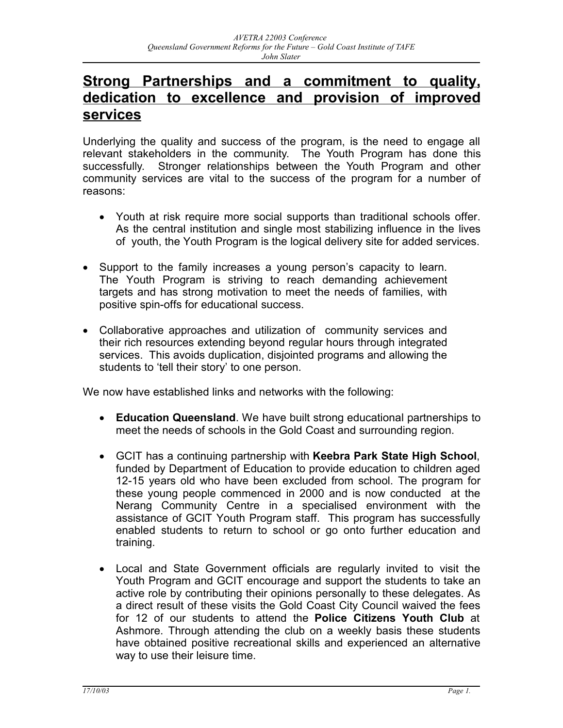## Strong Partnerships and a commitment to quality, dedication to excellence and provision of improved services

Underlying the quality and success of the program, is the need to engage all relevant stakeholders in the community. The Youth Program has done this successfully. Stronger relationships between the Youth Program and other community services are vital to the success of the program for a number of reasons:

- Youth at risk require more social supports than traditional schools offer. As the central institution and single most stabilizing influence in the lives of youth, the Youth Program is the logical delivery site for added services.
- Support to the family increases a young person's capacity to learn. The Youth Program is striving to reach demanding achievement targets and has strong motivation to meet the needs of families, with positive spin-offs for educational success.
- Collaborative approaches and utilization of community services and their rich resources extending beyond regular hours through integrated services. This avoids duplication, disjointed programs and allowing the students to 'tell their story' to one person.

We now have established links and networks with the following:

- **Education Queensland**. We have built strong educational partnerships to meet the needs of schools in the Gold Coast and surrounding region.
- GCIT has a continuing partnership with **Keebra Park State High School**, funded by Department of Education to provide education to children aged 12-15 years old who have been excluded from school. The program for these young people commenced in 2000 and is now conducted at the Nerang Community Centre in a specialised environment with the assistance of GCIT Youth Program staff. This program has successfully enabled students to return to school or go onto further education and training.
- Local and State Government officials are regularly invited to visit the Youth Program and GCIT encourage and support the students to take an active role by contributing their opinions personally to these delegates. As a direct result of these visits the Gold Coast City Council waived the fees for 12 of our students to attend the **Police Citizens Youth Club** at Ashmore. Through attending the club on a weekly basis these students have obtained positive recreational skills and experienced an alternative way to use their leisure time.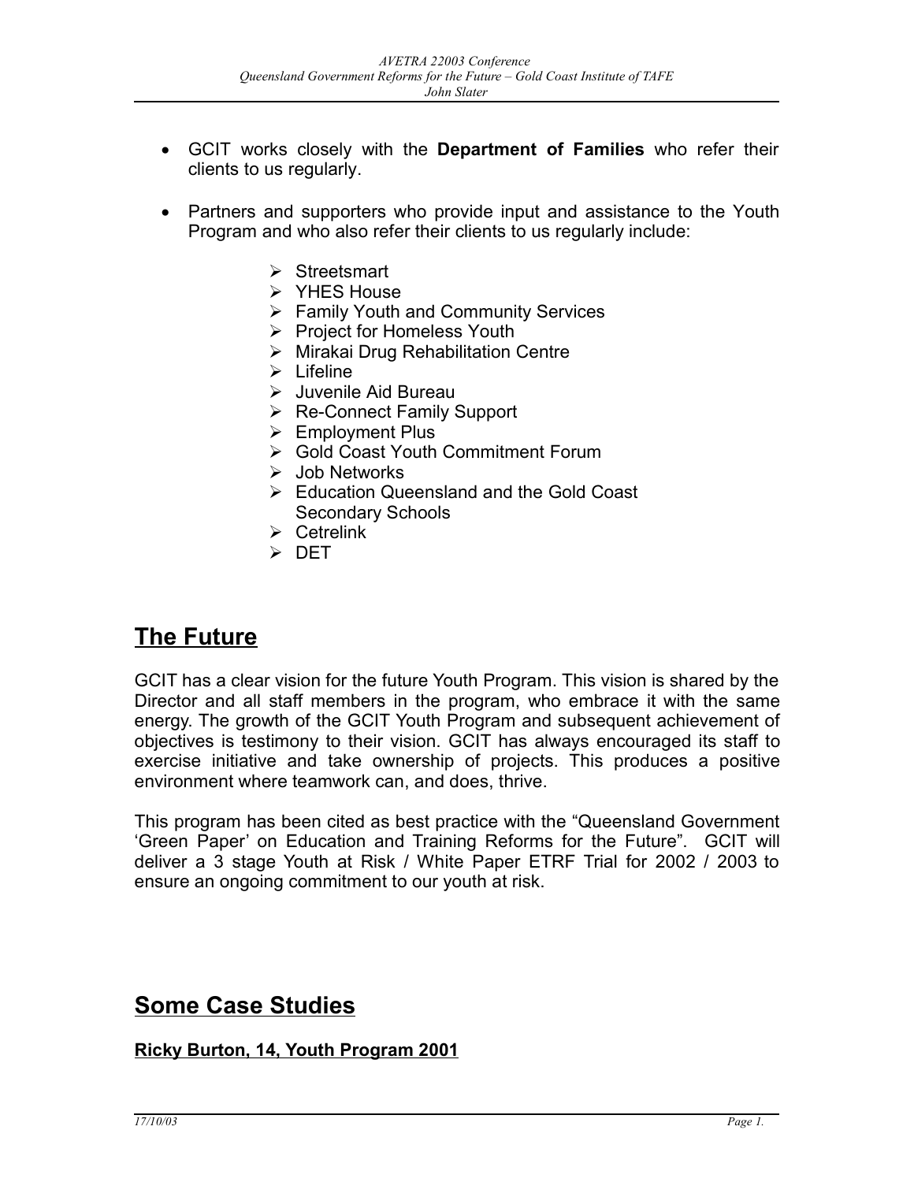- GCIT works closely with the **Department of Families** who refer their clients to us regularly.

- Partners and supporters who provide input and assistance to the Youth Program and who also refer their clients to us regularly include:

  - Streetsmart
  - YHES House
  - Family Youth and Community Services
  - Project for Homeless Youth
  - Mirakai Drug Rehabilitation Centre
  - Lifeline
  - Juvenile Aid Bureau
  - Re-Connect Family Support
  - Employment Plus
  - Gold Coast Youth Commitment Forum
  - Job Networks
  - Education Queensland and the Gold Coast Secondary Schools
  - Cetrelink
  - DET

## The Future

GCIT has a clear vision for the future Youth Program. This vision is shared by the Director and all staff members in the program, who embrace it with the same energy. The growth of the GCIT Youth Program and subsequent achievement of objectives is testimony to their vision. GCIT has always encouraged its staff to exercise initiative and take ownership of projects. This produces a positive environment where teamwork can, and does, thrive.

This program has been cited as best practice with the "Queensland Government 'Green Paper' on Education and Training Reforms for the Future". GCIT will deliver a 3 stage Youth at Risk / White Paper ETRF Trial for 2002 / 2003 to ensure an ongoing commitment to our youth at risk.

## Some Case Studies

### Ricky Burton, 14, Youth Program 2001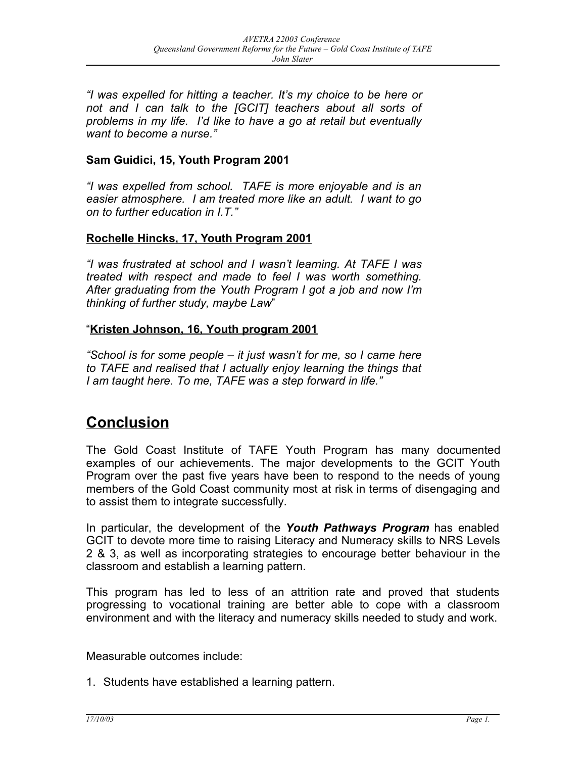*"I was expelled for hitting a teacher. It's my choice to be here or not and I can talk to the [GCIT] teachers about all sorts of problems in my life. I'd like to have a go at retail but eventually want to become a nurse."*

**Sam Guidici, 15, Youth Program 2001**

*"I was expelled from school. TAFE is more enjoyable and is an easier atmosphere. I am treated more like an adult. I want to go on to further education in I.T."*

**Rochelle Hincks, 17, Youth Program 2001**

*"I was frustrated at school and I wasn't learning. At TAFE I was treated with respect and made to feel I was worth something. After graduating from the Youth Program I got a job and now I'm thinking of further study, maybe Law"*

"**Kristen Johnson, 16, Youth program 2001**

*"School is for some people – it just wasn't for me, so I came here to TAFE and realised that I actually enjoy learning the things that I am taught here. To me, TAFE was a step forward in life."*

# Conclusion

The Gold Coast Institute of TAFE Youth Program has many documented examples of our achievements. The major developments to the GCIT Youth Program over the past five years have been to respond to the needs of young members of the Gold Coast community most at risk in terms of disengaging and to assist them to integrate successfully.

In particular, the development of the ***Youth Pathways Program*** has enabled GCIT to devote more time to raising Literacy and Numeracy skills to NRS Levels 2 & 3, as well as incorporating strategies to encourage better behaviour in the classroom and establish a learning pattern.

This program has led to less of an attrition rate and proved that students progressing to vocational training are better able to cope with a classroom environment and with the literacy and numeracy skills needed to study and work.

Measurable outcomes include:

1. Students have established a learning pattern.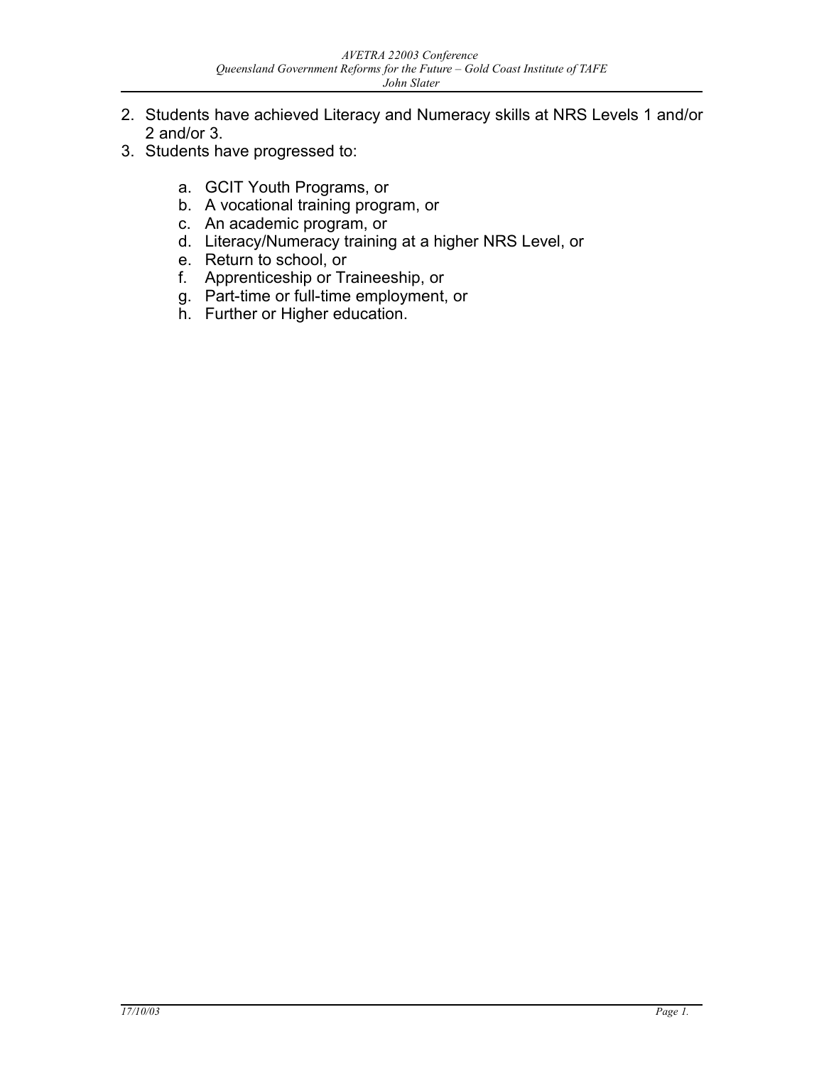2. Students have achieved Literacy and Numeracy skills at NRS Levels 1 and/or 2 and/or 3.
3. Students have progressed to:

    a. GCIT Youth Programs, or
    b. A vocational training program, or
    c. An academic program, or
    d. Literacy/Numeracy training at a higher NRS Level, or
    e. Return to school, or
    f. Apprenticeship or Traineeship, or
    g. Part-time or full-time employment, or
    h. Further or Higher education.